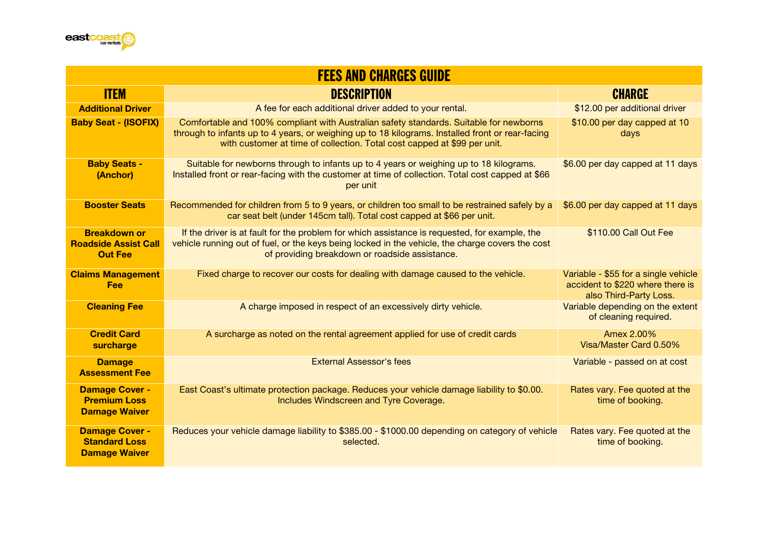| FEES AND CHARGES GUIDE | | |
|---|---|---|
| **ITEM** | **DESCRIPTION** | **CHARGE** |
| **Additional Driver** | A fee for each additional driver added to your rental. | $12.00 per additional driver |
| **Baby Seat - (ISOFIX)** | Comfortable and 100% compliant with Australian safety standards. Suitable for newborns through to infants up to 4 years, or weighing up to 18 kilograms. Installed front or rear-facing with customer at time of collection. Total cost capped at $99 per unit. | $10.00 per day capped at 10 days |
| **Baby Seats - (Anchor)** | Suitable for newborns through to infants up to 4 years or weighing up to 18 kilograms. Installed front or rear-facing with the customer at time of collection. Total cost capped at $66 per unit | $6.00 per day capped at 11 days |
| **Booster Seats** | Recommended for children from 5 to 9 years, or children too small to be restrained safely by a car seat belt (under 145cm tall). Total cost capped at $66 per unit. | $6.00 per day capped at 11 days |
| **Breakdown or Roadside Assist Call Out Fee** | If the driver is at fault for the problem for which assistance is requested, for example, the vehicle running out of fuel, or the keys being locked in the vehicle, the charge covers the cost of providing breakdown or roadside assistance. | $110.00 Call Out Fee |
| **Claims Management Fee** | Fixed charge to recover our costs for dealing with damage caused to the vehicle. | Variable - $55 for a single vehicle accident to $220 where there is also Third-Party Loss. |
| **Cleaning Fee** | A charge imposed in respect of an excessively dirty vehicle. | Variable depending on the extent of cleaning required. |
| **Credit Card surcharge** | A surcharge as noted on the rental agreement applied for use of credit cards | Amex 2.00%<br>Visa/Master Card 0.50% |
| **Damage Assessment Fee** | External Assessor's fees | Variable - passed on at cost |
| **Damage Cover - Premium Loss Damage Waiver** | East Coast's ultimate protection package. Reduces your vehicle damage liability to $0.00. Includes Windscreen and Tyre Coverage. | Rates vary. Fee quoted at the time of booking. |
| **Damage Cover - Standard Loss Damage Waiver** | Reduces your vehicle damage liability to $385.00 - $1000.00 depending on category of vehicle selected. | Rates vary. Fee quoted at the time of booking. |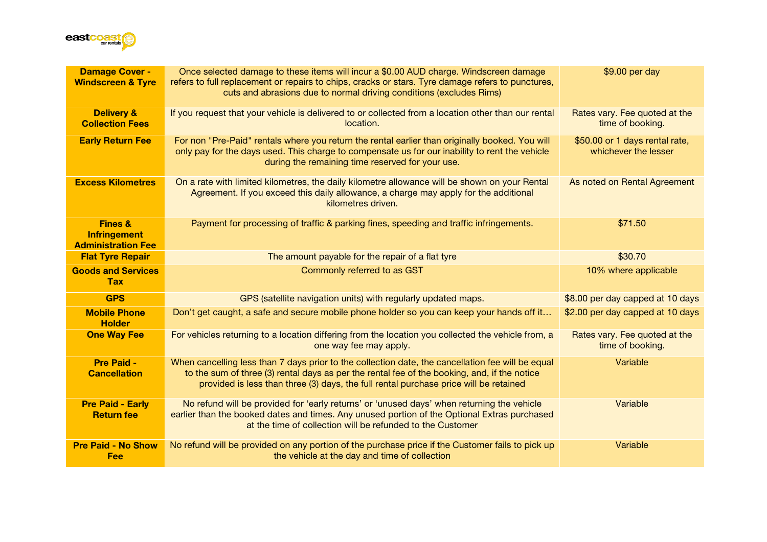| Damage Cover - Windscreen & Tyre | Once selected damage to these items will incur a $0.00 AUD charge. Windscreen damage refers to full replacement or repairs to chips, cracks or stars. Tyre damage refers to punctures, cuts and abrasions due to normal driving conditions (excludes Rims) | $9.00 per day |
|---|---|---|
| **Delivery & Collection Fees** | If you request that your vehicle is delivered to or collected from a location other than our rental location. | Rates vary. Fee quoted at the time of booking. |
| **Early Return Fee** | For non "Pre-Paid" rentals where you return the rental earlier than originally booked. You will only pay for the days used. This charge to compensate us for our inability to rent the vehicle during the remaining time reserved for your use. | $50.00 or 1 days rental rate, whichever the lesser |
| **Excess Kilometres** | On a rate with limited kilometres, the daily kilometre allowance will be shown on your Rental Agreement. If you exceed this daily allowance, a charge may apply for the additional kilometres driven. | As noted on Rental Agreement |
| **Fines & Infringement Administration Fee** | Payment for processing of traffic & parking fines, speeding and traffic infringements. | $71.50 |
| **Flat Tyre Repair** | The amount payable for the repair of a flat tyre | $30.70 |
| **Goods and Services Tax** | Commonly referred to as GST | 10% where applicable |
| **GPS** | GPS (satellite navigation units) with regularly updated maps. | $8.00 per day capped at 10 days |
| **Mobile Phone Holder** | Don't get caught, a safe and secure mobile phone holder so you can keep your hands off it… | $2.00 per day capped at 10 days |
| **One Way Fee** | For vehicles returning to a location differing from the location you collected the vehicle from, a one way fee may apply. | Rates vary. Fee quoted at the time of booking. |
| **Pre Paid - Cancellation** | When cancelling less than 7 days prior to the collection date, the cancellation fee will be equal to the sum of three (3) rental days as per the rental fee of the booking, and, if the notice provided is less than three (3) days, the full rental purchase price will be retained | Variable |
| **Pre Paid - Early Return fee** | No refund will be provided for 'early returns' or 'unused days' when returning the vehicle earlier than the booked dates and times. Any unused portion of the Optional Extras purchased at the time of collection will be refunded to the Customer | Variable |
| **Pre Paid - No Show Fee** | No refund will be provided on any portion of the purchase price if the Customer fails to pick up the vehicle at the day and time of collection | Variable |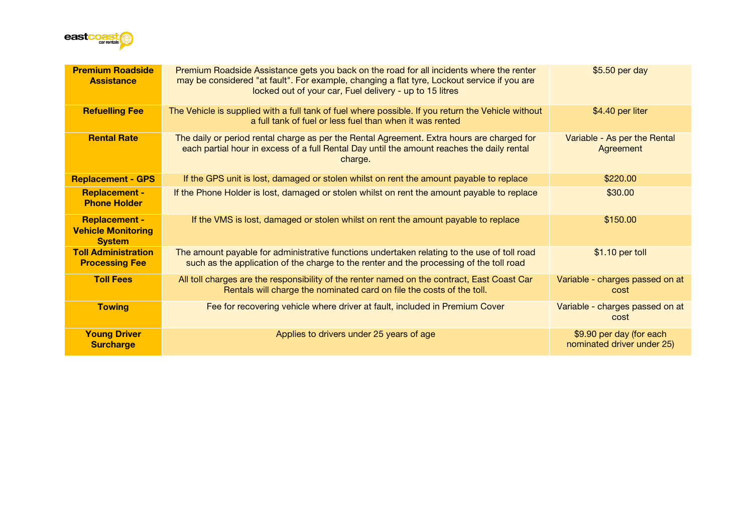| | | |
|---|---|---|
| **Premium Roadside Assistance** | Premium Roadside Assistance gets you back on the road for all incidents where the renter may be considered "at fault". For example, changing a flat tyre, Lockout service if you are locked out of your car, Fuel delivery - up to 15 litres | $5.50 per day |
| **Refuelling Fee** | The Vehicle is supplied with a full tank of fuel where possible. If you return the Vehicle without a full tank of fuel or less fuel than when it was rented | $4.40 per liter |
| **Rental Rate** | The daily or period rental charge as per the Rental Agreement. Extra hours are charged for each partial hour in excess of a full Rental Day until the amount reaches the daily rental charge. | Variable - As per the Rental Agreement |
| **Replacement - GPS** | If the GPS unit is lost, damaged or stolen whilst on rent the amount payable to replace | $220.00 |
| **Replacement - Phone Holder** | If the Phone Holder is lost, damaged or stolen whilst on rent the amount payable to replace | $30.00 |
| **Replacement - Vehicle Monitoring System** | If the VMS is lost, damaged or stolen whilst on rent the amount payable to replace | $150.00 |
| **Toll Administration Processing Fee** | The amount payable for administrative functions undertaken relating to the use of toll road such as the application of the charge to the renter and the processing of the toll road | $1.10 per toll |
| **Toll Fees** | All toll charges are the responsibility of the renter named on the contract, East Coast Car Rentals will charge the nominated card on file the costs of the toll. | Variable - charges passed on at cost |
| **Towing** | Fee for recovering vehicle where driver at fault, included in Premium Cover | Variable - charges passed on at cost |
| **Young Driver Surcharge** | Applies to drivers under 25 years of age | $9.90 per day (for each nominated driver under 25) |